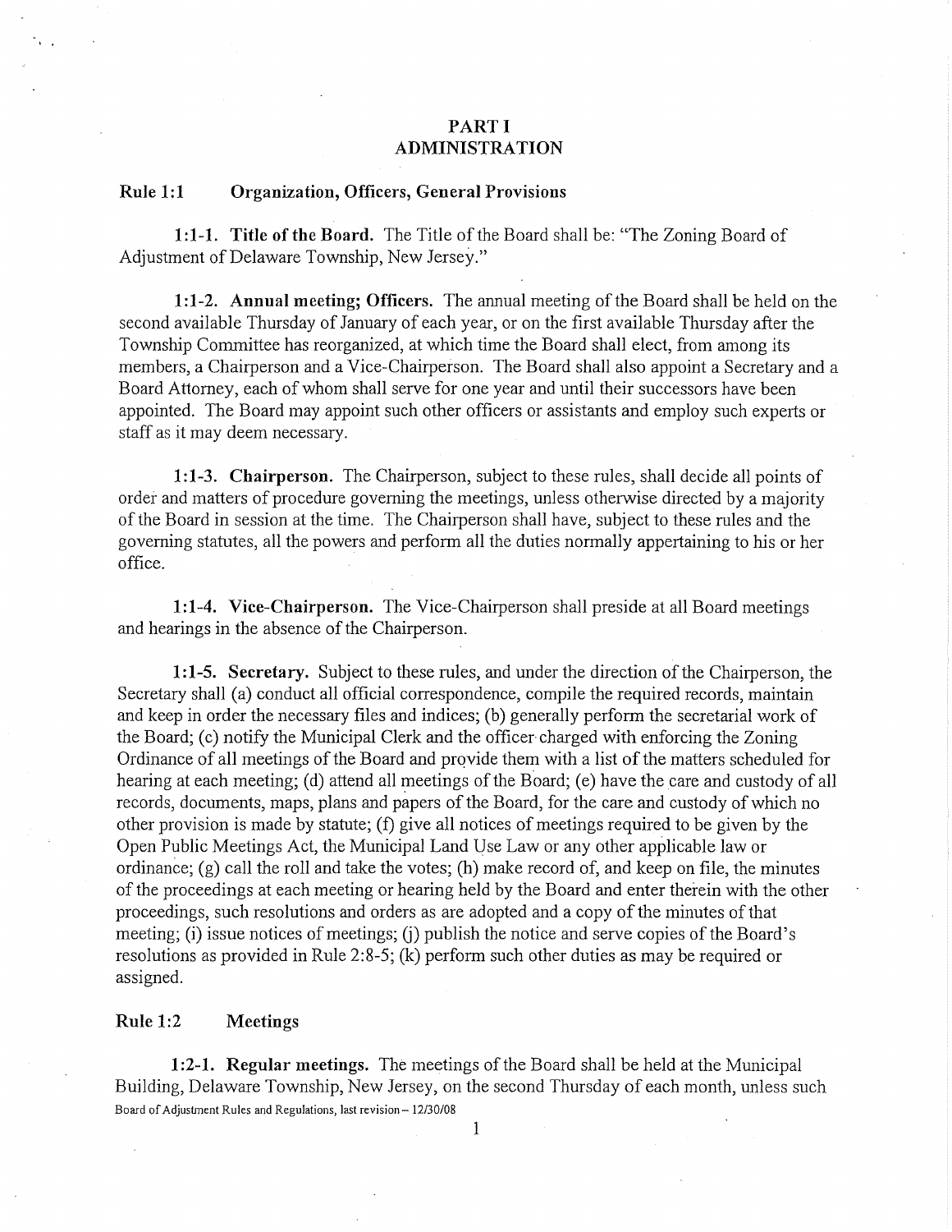# PART I
# ADMINISTRATION

## Rule 1:1 Organization, Officers, General Provisions

**1:1-1. Title of the Board.** The Title of the Board shall be: "The Zoning Board of Adjustment of Delaware Township, New Jersey."

**1:1-2. Annual meeting; Officers.** The annual meeting of the Board shall be held on the second available Thursday of January of each year, or on the first available Thursday after the Township Committee has reorganized, at which time the Board shall elect, from among its members, a Chairperson and a Vice-Chairperson. The Board shall also appoint a Secretary and a Board Attorney, each of whom shall serve for one year and until their successors have been appointed. The Board may appoint such other officers or assistants and employ such experts or staff as it may deem necessary.

**1:1-3. Chairperson.** The Chairperson, subject to these rules, shall decide all points of order and matters of procedure governing the meetings, unless otherwise directed by a majority of the Board in session at the time. The Chairperson shall have, subject to these rules and the governing statutes, all the powers and perform all the duties normally appertaining to his or her office.

**1:1-4. Vice-Chairperson.** The Vice-Chairperson shall preside at all Board meetings and hearings in the absence of the Chairperson.

**1:1-5. Secretary.** Subject to these rules, and under the direction of the Chairperson, the Secretary shall (a) conduct all official correspondence, compile the required records, maintain and keep in order the necessary files and indices; (b) generally perform the secretarial work of the Board; (c) notify the Municipal Clerk and the officer charged with enforcing the Zoning Ordinance of all meetings of the Board and provide them with a list of the matters scheduled for hearing at each meeting; (d) attend all meetings of the Board; (e) have the care and custody of all records, documents, maps, plans and papers of the Board, for the care and custody of which no other provision is made by statute; (f) give all notices of meetings required to be given by the Open Public Meetings Act, the Municipal Land Use Law or any other applicable law or ordinance; (g) call the roll and take the votes; (h) make record of, and keep on file, the minutes of the proceedings at each meeting or hearing held by the Board and enter therein with the other proceedings, such resolutions and orders as are adopted and a copy of the minutes of that meeting; (i) issue notices of meetings; (j) publish the notice and serve copies of the Board's resolutions as provided in Rule 2:8-5; (k) perform such other duties as may be required or assigned.

## Rule 1:2 Meetings

**1:2-1. Regular meetings.** The meetings of the Board shall be held at the Municipal Building, Delaware Township, New Jersey, on the second Thursday of each month, unless such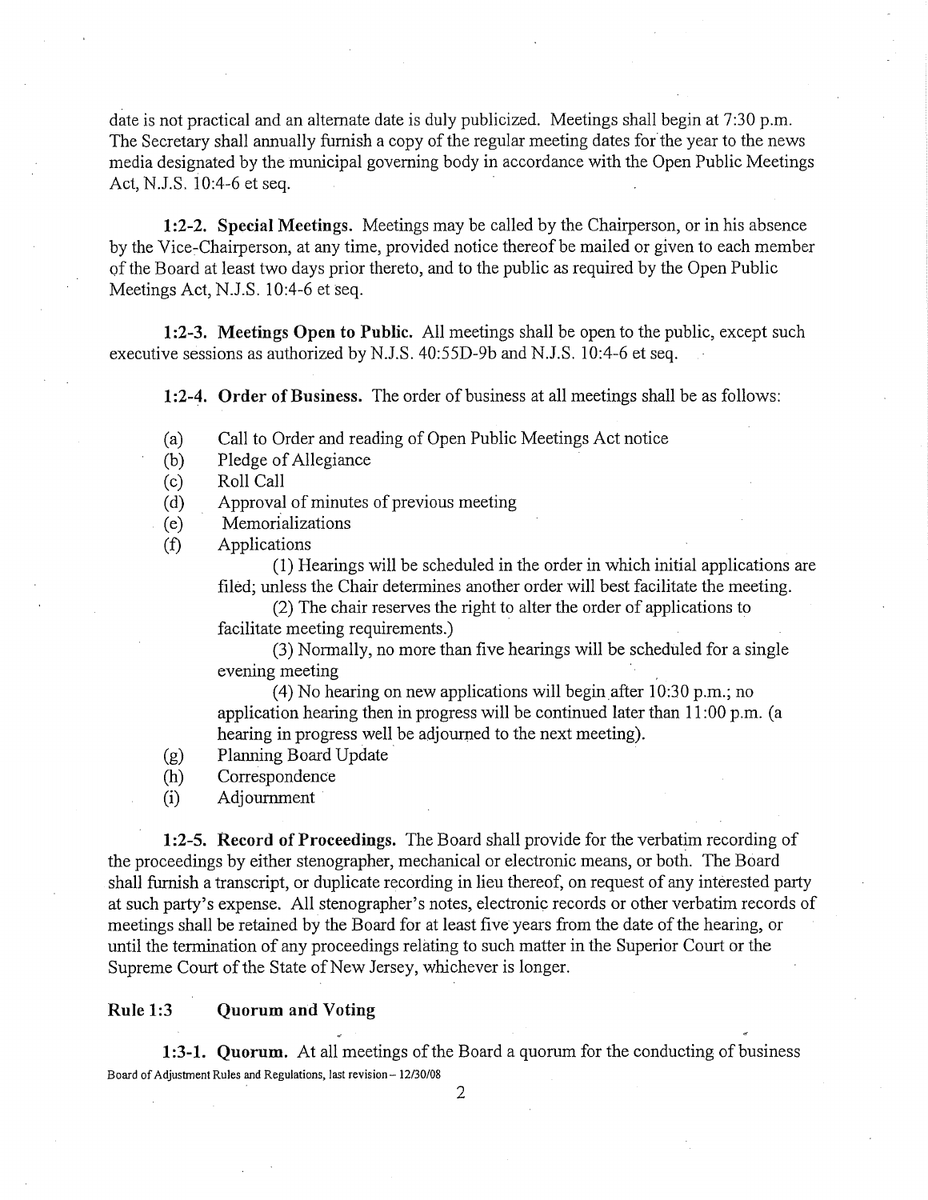date is not practical and an alternate date is duly publicized. Meetings shall begin at 7:30 p.m. The Secretary shall annually furnish a copy of the regular meeting dates for the year to the news media designated by the municipal governing body in accordance with the Open Public Meetings Act, N.J.S. 10:4-6 et seq.

**1:2-2. Special Meetings.** Meetings may be called by the Chairperson, or in his absence by the Vice-Chairperson, at any time, provided notice thereof be mailed or given to each member of the Board at least two days prior thereto, and to the public as required by the Open Public Meetings Act, N.J.S. 10:4-6 et seq.

**1:2-3. Meetings Open to Public.** All meetings shall be open to the public, except such executive sessions as authorized by N.J.S. 40:55D-9b and N.J.S. 10:4-6 et seq.

**1:2-4. Order of Business.** The order of business at all meetings shall be as follows:

(a) Call to Order and reading of Open Public Meetings Act notice
(b) Pledge of Allegiance
(c) Roll Call
(d) Approval of minutes of previous meeting
(e) Memorializations
(f) Applications

(1) Hearings will be scheduled in the order in which initial applications are filed; unless the Chair determines another order will best facilitate the meeting.

(2) The chair reserves the right to alter the order of applications to facilitate meeting requirements.)

(3) Normally, no more than five hearings will be scheduled for a single evening meeting

(4) No hearing on new applications will begin after 10:30 p.m.; no application hearing then in progress will be continued later than 11:00 p.m. (a hearing in progress well be adjourned to the next meeting).

(g) Planning Board Update
(h) Correspondence
(i) Adjournment

**1:2-5. Record of Proceedings.** The Board shall provide for the verbatim recording of the proceedings by either stenographer, mechanical or electronic means, or both. The Board shall furnish a transcript, or duplicate recording in lieu thereof, on request of any interested party at such party's expense. All stenographer's notes, electronic records or other verbatim records of meetings shall be retained by the Board for at least five years from the date of the hearing, or until the termination of any proceedings relating to such matter in the Superior Court or the Supreme Court of the State of New Jersey, whichever is longer.

## Rule 1:3 Quorum and Voting

**1:3-1. Quorum.** At all meetings of the Board a quorum for the conducting of business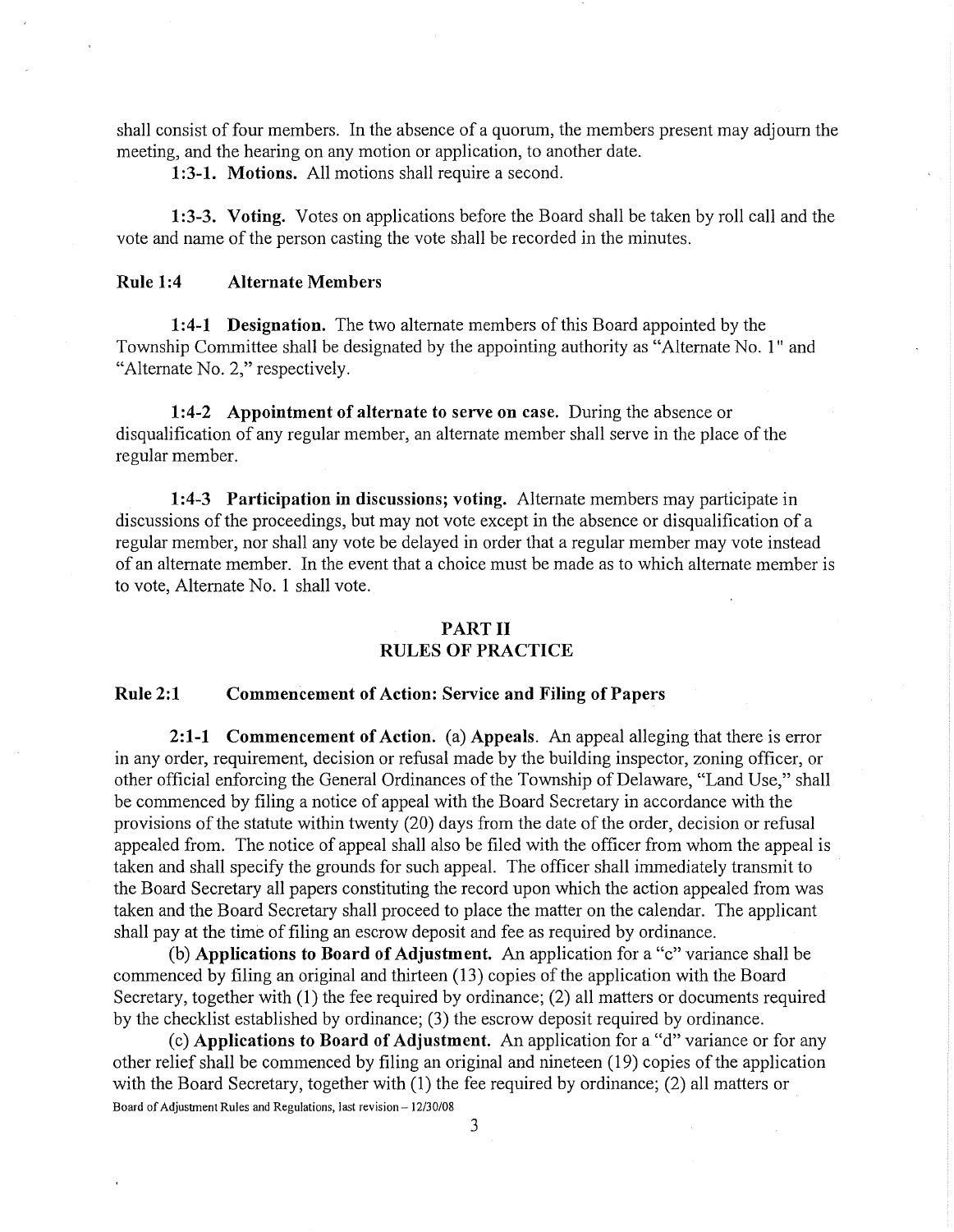shall consist of four members. In the absence of a quorum, the members present may adjourn the meeting, and the hearing on any motion or application, to another date.

**1:3-1. Motions.** All motions shall require a second.

**1:3-3. Voting.** Votes on applications before the Board shall be taken by roll call and the vote and name of the person casting the vote shall be recorded in the minutes.

### Rule 1:4 Alternate Members

**1:4-1 Designation.** The two alternate members of this Board appointed by the Township Committee shall be designated by the appointing authority as "Alternate No. 1" and "Alternate No. 2," respectively.

**1:4-2 Appointment of alternate to serve on case.** During the absence or disqualification of any regular member, an alternate member shall serve in the place of the regular member.

**1:4-3 Participation in discussions; voting.** Alternate members may participate in discussions of the proceedings, but may not vote except in the absence or disqualification of a regular member, nor shall any vote be delayed in order that a regular member may vote instead of an alternate member. In the event that a choice must be made as to which alternate member is to vote, Alternate No. 1 shall vote.

## PART II
## RULES OF PRACTICE

### Rule 2:1 Commencement of Action: Service and Filing of Papers

**2:1-1 Commencement of Action.** (a) **Appeals**. An appeal alleging that there is error in any order, requirement, decision or refusal made by the building inspector, zoning officer, or other official enforcing the General Ordinances of the Township of Delaware, "Land Use," shall be commenced by filing a notice of appeal with the Board Secretary in accordance with the provisions of the statute within twenty (20) days from the date of the order, decision or refusal appealed from. The notice of appeal shall also be filed with the officer from whom the appeal is taken and shall specify the grounds for such appeal. The officer shall immediately transmit to the Board Secretary all papers constituting the record upon which the action appealed from was taken and the Board Secretary shall proceed to place the matter on the calendar. The applicant shall pay at the time of filing an escrow deposit and fee as required by ordinance.

(b) **Applications to Board of Adjustment.** An application for a "c" variance shall be commenced by filing an original and thirteen (13) copies of the application with the Board Secretary, together with (1) the fee required by ordinance; (2) all matters or documents required by the checklist established by ordinance; (3) the escrow deposit required by ordinance.

(c) **Applications to Board of Adjustment.** An application for a "d" variance or for any other relief shall be commenced by filing an original and nineteen (19) copies of the application with the Board Secretary, together with (1) the fee required by ordinance; (2) all matters or

Board of Adjustment Rules and Regulations, last revision – 12/30/08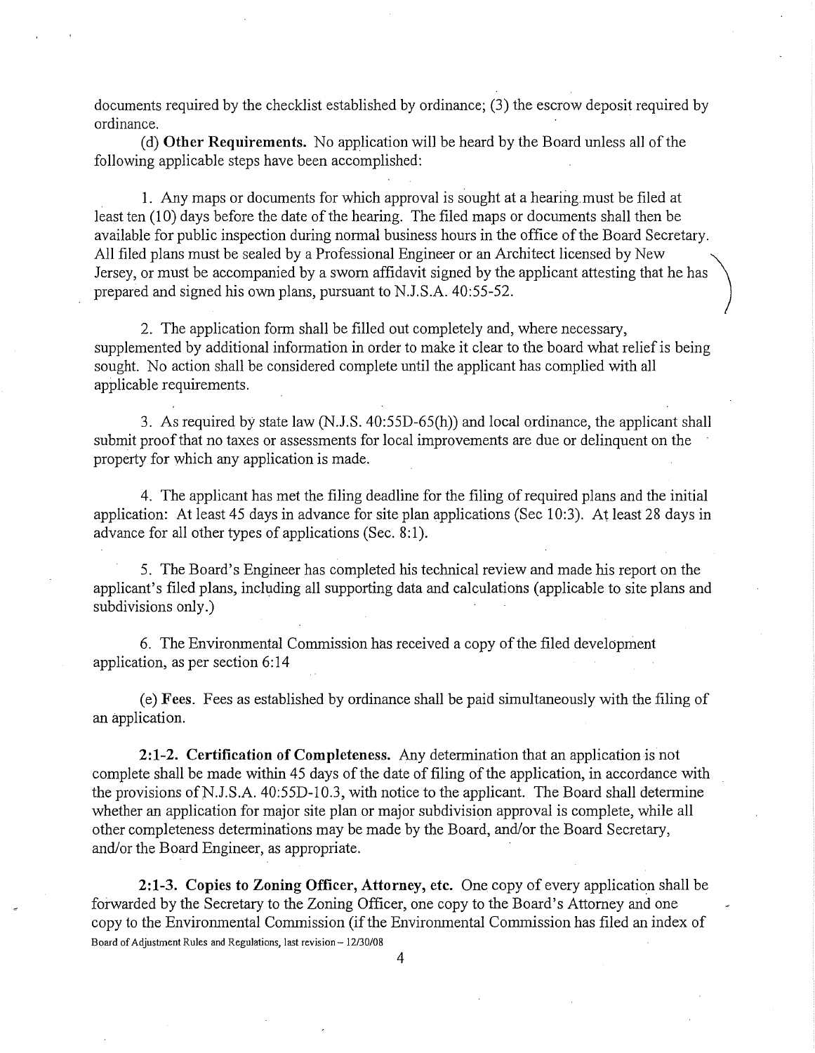documents required by the checklist established by ordinance; (3) the escrow deposit required by ordinance.

(d) **Other Requirements.** No application will be heard by the Board unless all of the following applicable steps have been accomplished:

1. Any maps or documents for which approval is sought at a hearing must be filed at least ten (10) days before the date of the hearing. The filed maps or documents shall then be available for public inspection during normal business hours in the office of the Board Secretary. All filed plans must be sealed by a Professional Engineer or an Architect licensed by New Jersey, or must be accompanied by a sworn affidavit signed by the applicant attesting that he has prepared and signed his own plans, pursuant to N.J.S.A. 40:55-52.

2. The application form shall be filled out completely and, where necessary, supplemented by additional information in order to make it clear to the board what relief is being sought. No action shall be considered complete until the applicant has complied with all applicable requirements.

3. As required by state law (N.J.S. 40:55D-65(h)) and local ordinance, the applicant shall submit proof that no taxes or assessments for local improvements are due or delinquent on the property for which any application is made.

4. The applicant has met the filing deadline for the filing of required plans and the initial application: At least 45 days in advance for site plan applications (Sec 10:3). At least 28 days in advance for all other types of applications (Sec. 8:1).

5. The Board's Engineer has completed his technical review and made his report on the applicant's filed plans, including all supporting data and calculations (applicable to site plans and subdivisions only.)

6. The Environmental Commission has received a copy of the filed development application, as per section 6:14

(e) **Fees**. Fees as established by ordinance shall be paid simultaneously with the filing of an application.

**2:1-2. Certification of Completeness.** Any determination that an application is not complete shall be made within 45 days of the date of filing of the application, in accordance with the provisions of N.J.S.A. 40:55D-10.3, with notice to the applicant. The Board shall determine whether an application for major site plan or major subdivision approval is complete, while all other completeness determinations may be made by the Board, and/or the Board Secretary, and/or the Board Engineer, as appropriate.

**2:1-3. Copies to Zoning Officer, Attorney, etc.** One copy of every application shall be forwarded by the Secretary to the Zoning Officer, one copy to the Board's Attorney and one copy to the Environmental Commission (if the Environmental Commission has filed an index of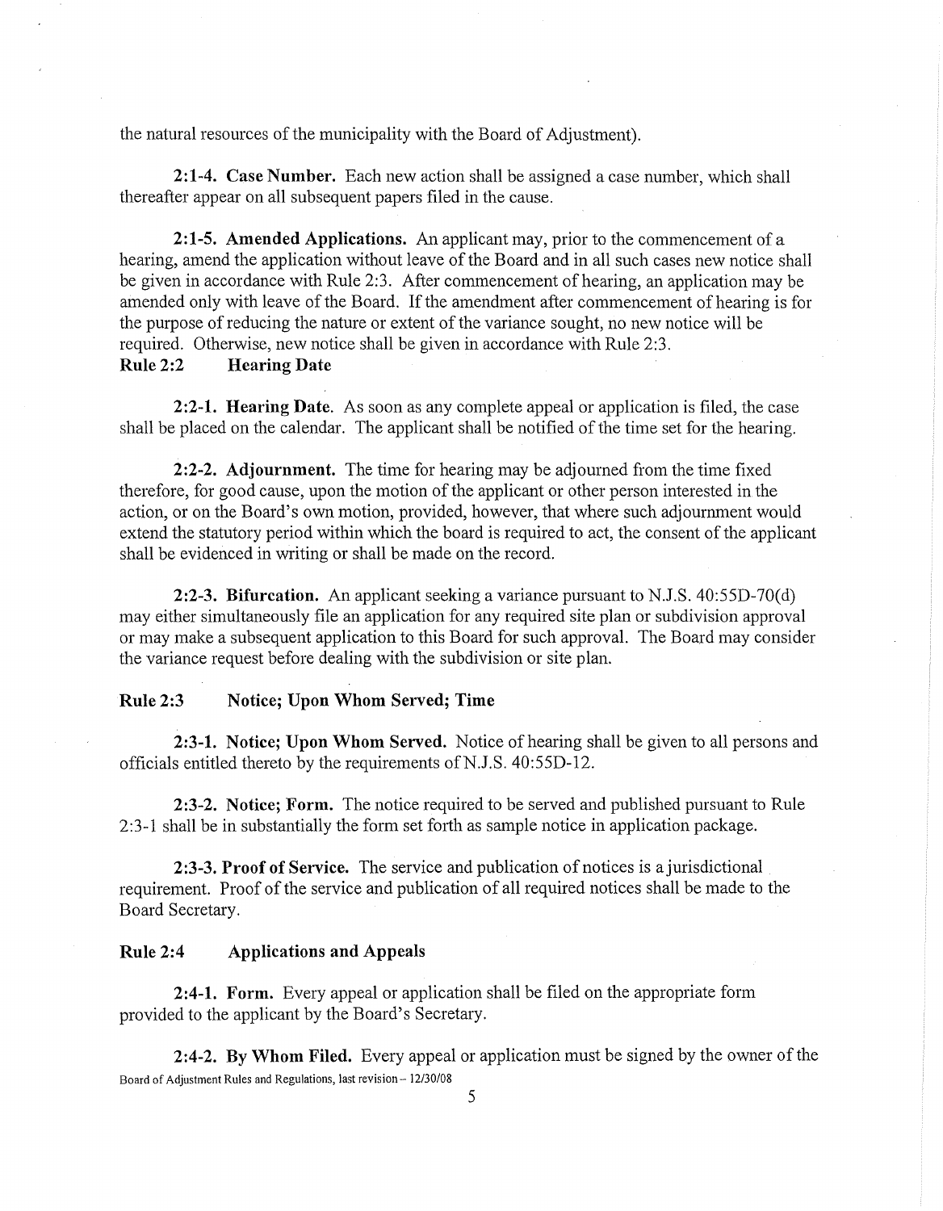the natural resources of the municipality with the Board of Adjustment).

**2:1-4. Case Number.** Each new action shall be assigned a case number, which shall thereafter appear on all subsequent papers filed in the cause.

**2:1-5. Amended Applications.** An applicant may, prior to the commencement of a hearing, amend the application without leave of the Board and in all such cases new notice shall be given in accordance with Rule 2:3. After commencement of hearing, an application may be amended only with leave of the Board. If the amendment after commencement of hearing is for the purpose of reducing the nature or extent of the variance sought, no new notice will be required. Otherwise, new notice shall be given in accordance with Rule 2:3.

## Rule 2:2 Hearing Date

**2:2-1. Hearing Date.** As soon as any complete appeal or application is filed, the case shall be placed on the calendar. The applicant shall be notified of the time set for the hearing.

**2:2-2. Adjournment.** The time for hearing may be adjourned from the time fixed therefore, for good cause, upon the motion of the applicant or other person interested in the action, or on the Board's own motion, provided, however, that where such adjournment would extend the statutory period within which the board is required to act, the consent of the applicant shall be evidenced in writing or shall be made on the record.

**2:2-3. Bifurcation.** An applicant seeking a variance pursuant to N.J.S. 40:55D-70(d) may either simultaneously file an application for any required site plan or subdivision approval or may make a subsequent application to this Board for such approval. The Board may consider the variance request before dealing with the subdivision or site plan.

## Rule 2:3 Notice; Upon Whom Served; Time

**2:3-1. Notice; Upon Whom Served.** Notice of hearing shall be given to all persons and officials entitled thereto by the requirements of N.J.S. 40:55D-12.

**2:3-2. Notice; Form.** The notice required to be served and published pursuant to Rule 2:3-1 shall be in substantially the form set forth as sample notice in application package.

**2:3-3. Proof of Service.** The service and publication of notices is a jurisdictional requirement. Proof of the service and publication of all required notices shall be made to the Board Secretary.

## Rule 2:4 Applications and Appeals

**2:4-1. Form.** Every appeal or application shall be filed on the appropriate form provided to the applicant by the Board's Secretary.

**2:4-2. By Whom Filed.** Every appeal or application must be signed by the owner of the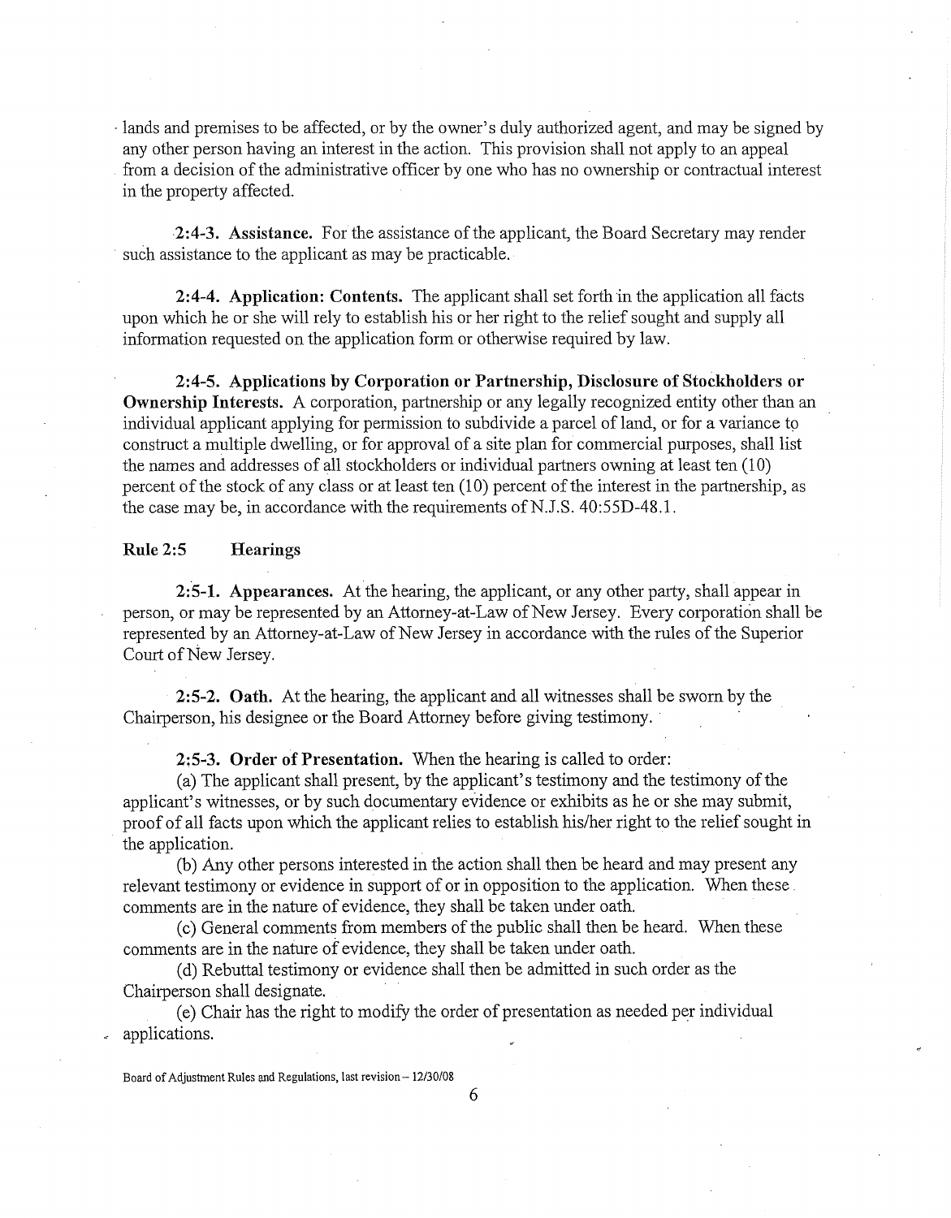lands and premises to be affected, or by the owner's duly authorized agent, and may be signed by any other person having an interest in the action. This provision shall not apply to an appeal from a decision of the administrative officer by one who has no ownership or contractual interest in the property affected.

**2:4-3. Assistance.** For the assistance of the applicant, the Board Secretary may render such assistance to the applicant as may be practicable.

**2:4-4. Application: Contents.** The applicant shall set forth in the application all facts upon which he or she will rely to establish his or her right to the relief sought and supply all information requested on the application form or otherwise required by law.

**2:4-5. Applications by Corporation or Partnership, Disclosure of Stockholders or Ownership Interests.** A corporation, partnership or any legally recognized entity other than an individual applicant applying for permission to subdivide a parcel of land, or for a variance to construct a multiple dwelling, or for approval of a site plan for commercial purposes, shall list the names and addresses of all stockholders or individual partners owning at least ten (10) percent of the stock of any class or at least ten (10) percent of the interest in the partnership, as the case may be, in accordance with the requirements of N.J.S. 40:55D-48.1.

## Rule 2:5 Hearings

**2:5-1. Appearances.** At the hearing, the applicant, or any other party, shall appear in person, or may be represented by an Attorney-at-Law of New Jersey. Every corporation shall be represented by an Attorney-at-Law of New Jersey in accordance with the rules of the Superior Court of New Jersey.

**2:5-2. Oath.** At the hearing, the applicant and all witnesses shall be sworn by the Chairperson, his designee or the Board Attorney before giving testimony.

**2:5-3. Order of Presentation.** When the hearing is called to order:

(a) The applicant shall present, by the applicant's testimony and the testimony of the applicant's witnesses, or by such documentary evidence or exhibits as he or she may submit, proof of all facts upon which the applicant relies to establish his/her right to the relief sought in the application.

(b) Any other persons interested in the action shall then be heard and may present any relevant testimony or evidence in support of or in opposition to the application. When these comments are in the nature of evidence, they shall be taken under oath.

(c) General comments from members of the public shall then be heard. When these comments are in the nature of evidence, they shall be taken under oath.

(d) Rebuttal testimony or evidence shall then be admitted in such order as the Chairperson shall designate.

(e) Chair has the right to modify the order of presentation as needed per individual applications.

Board of Adjustment Rules and Regulations, last revision – 12/30/08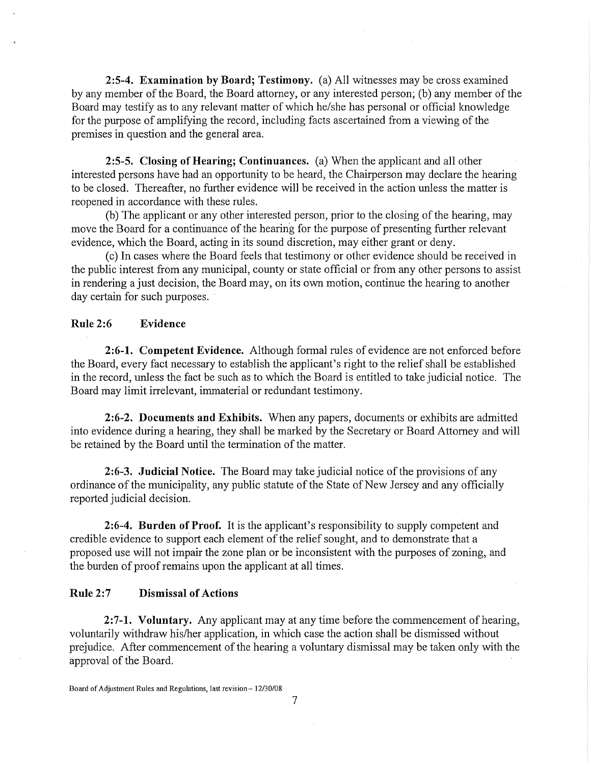**2:5-4. Examination by Board; Testimony.** (a) All witnesses may be cross examined by any member of the Board, the Board attorney, or any interested person; (b) any member of the Board may testify as to any relevant matter of which he/she has personal or official knowledge for the purpose of amplifying the record, including facts ascertained from a viewing of the premises in question and the general area.

**2:5-5. Closing of Hearing; Continuances.** (a) When the applicant and all other interested persons have had an opportunity to be heard, the Chairperson may declare the hearing to be closed. Thereafter, no further evidence will be received in the action unless the matter is reopened in accordance with these rules.

(b) The applicant or any other interested person, prior to the closing of the hearing, may move the Board for a continuance of the hearing for the purpose of presenting further relevant evidence, which the Board, acting in its sound discretion, may either grant or deny.

(c) In cases where the Board feels that testimony or other evidence should be received in the public interest from any municipal, county or state official or from any other persons to assist in rendering a just decision, the Board may, on its own motion, continue the hearing to another day certain for such purposes.

## Rule 2:6 Evidence

**2:6-1. Competent Evidence.** Although formal rules of evidence are not enforced before the Board, every fact necessary to establish the applicant's right to the relief shall be established in the record, unless the fact be such as to which the Board is entitled to take judicial notice. The Board may limit irrelevant, immaterial or redundant testimony.

**2:6-2. Documents and Exhibits.** When any papers, documents or exhibits are admitted into evidence during a hearing, they shall be marked by the Secretary or Board Attorney and will be retained by the Board until the termination of the matter.

**2:6-3. Judicial Notice.** The Board may take judicial notice of the provisions of any ordinance of the municipality, any public statute of the State of New Jersey and any officially reported judicial decision.

**2:6-4. Burden of Proof.** It is the applicant's responsibility to supply competent and credible evidence to support each element of the relief sought, and to demonstrate that a proposed use will not impair the zone plan or be inconsistent with the purposes of zoning, and the burden of proof remains upon the applicant at all times.

## Rule 2:7 Dismissal of Actions

**2:7-1. Voluntary.** Any applicant may at any time before the commencement of hearing, voluntarily withdraw his/her application, in which case the action shall be dismissed without prejudice. After commencement of the hearing a voluntary dismissal may be taken only with the approval of the Board.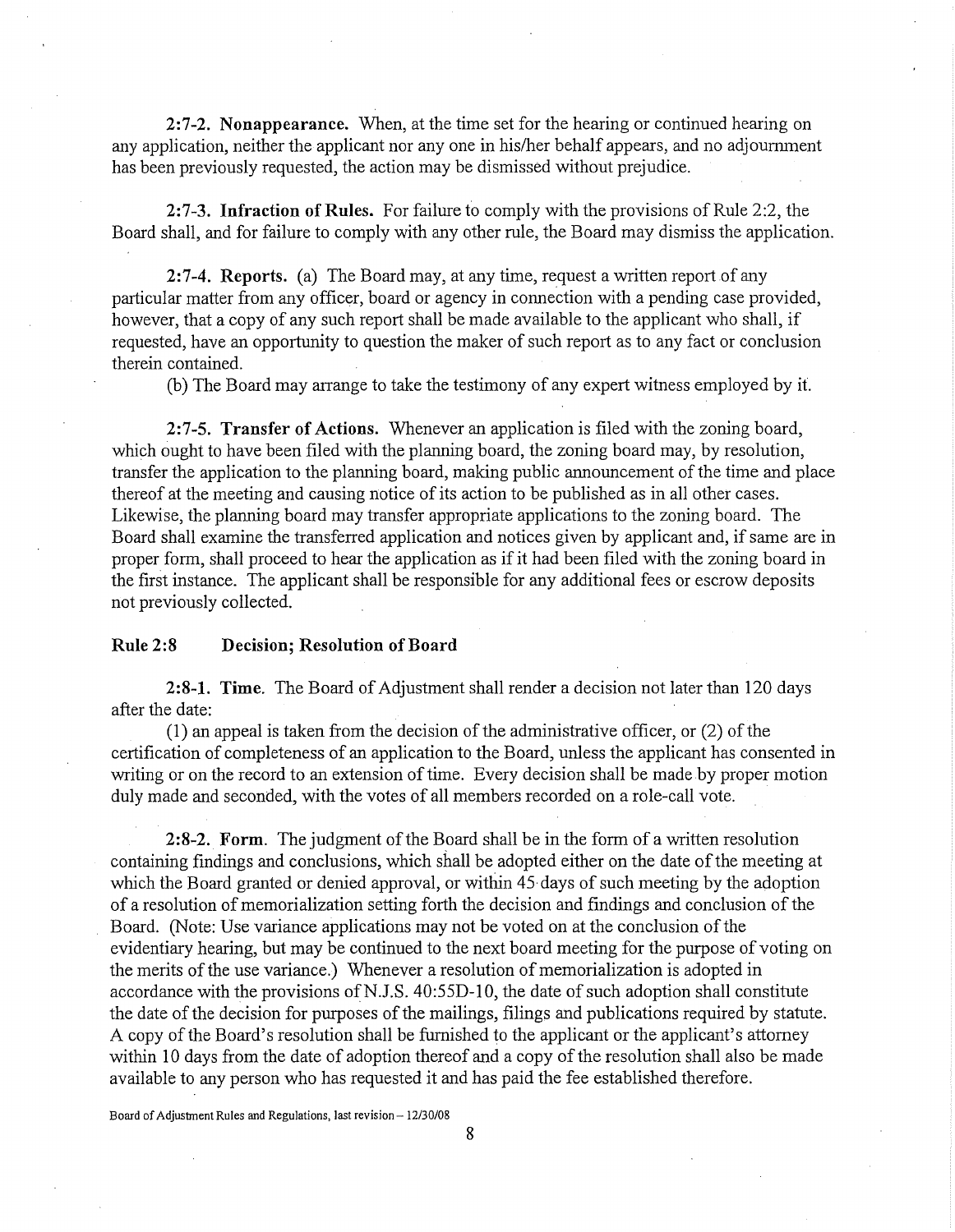**2:7-2. Nonappearance.** When, at the time set for the hearing or continued hearing on any application, neither the applicant nor any one in his/her behalf appears, and no adjournment has been previously requested, the action may be dismissed without prejudice.

**2:7-3. Infraction of Rules.** For failure to comply with the provisions of Rule 2:2, the Board shall, and for failure to comply with any other rule, the Board may dismiss the application.

**2:7-4. Reports.** (a) The Board may, at any time, request a written report of any particular matter from any officer, board or agency in connection with a pending case provided, however, that a copy of any such report shall be made available to the applicant who shall, if requested, have an opportunity to question the maker of such report as to any fact or conclusion therein contained.

(b) The Board may arrange to take the testimony of any expert witness employed by it.

**2:7-5. Transfer of Actions.** Whenever an application is filed with the zoning board, which ought to have been filed with the planning board, the zoning board may, by resolution, transfer the application to the planning board, making public announcement of the time and place thereof at the meeting and causing notice of its action to be published as in all other cases. Likewise, the planning board may transfer appropriate applications to the zoning board. The Board shall examine the transferred application and notices given by applicant and, if same are in proper form, shall proceed to hear the application as if it had been filed with the zoning board in the first instance. The applicant shall be responsible for any additional fees or escrow deposits not previously collected.

## Rule 2:8 Decision; Resolution of Board

**2:8-1. Time.** The Board of Adjustment shall render a decision not later than 120 days after the date:

(1) an appeal is taken from the decision of the administrative officer, or (2) of the certification of completeness of an application to the Board, unless the applicant has consented in writing or on the record to an extension of time. Every decision shall be made by proper motion duly made and seconded, with the votes of all members recorded on a role-call vote.

**2:8-2. Form.** The judgment of the Board shall be in the form of a written resolution containing findings and conclusions, which shall be adopted either on the date of the meeting at which the Board granted or denied approval, or within 45 days of such meeting by the adoption of a resolution of memorialization setting forth the decision and findings and conclusion of the Board. (Note: Use variance applications may not be voted on at the conclusion of the evidentiary hearing, but may be continued to the next board meeting for the purpose of voting on the merits of the use variance.) Whenever a resolution of memorialization is adopted in accordance with the provisions of N.J.S. 40:55D-10, the date of such adoption shall constitute the date of the decision for purposes of the mailings, filings and publications required by statute. A copy of the Board's resolution shall be furnished to the applicant or the applicant's attorney within 10 days from the date of adoption thereof and a copy of the resolution shall also be made available to any person who has requested it and has paid the fee established therefore.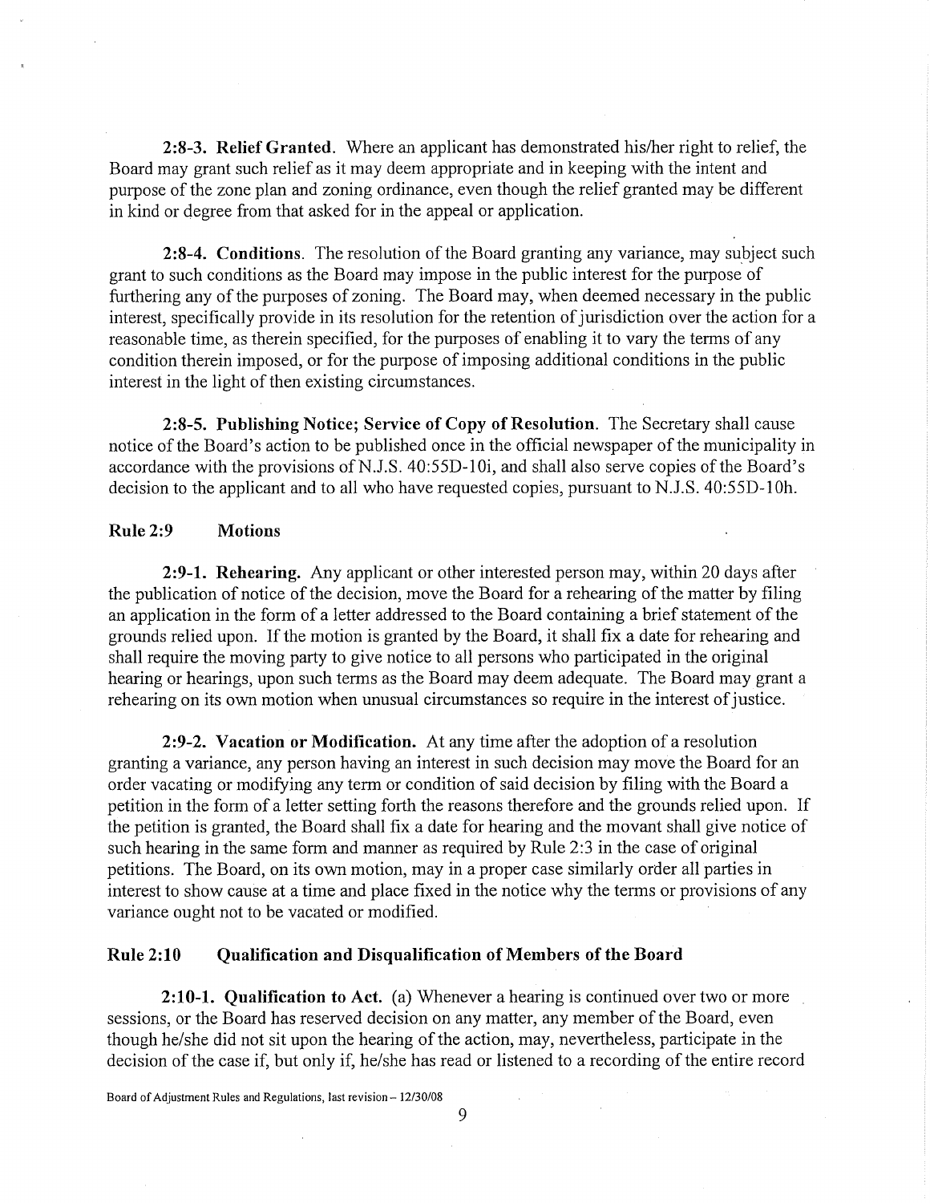**2:8-3. Relief Granted**. Where an applicant has demonstrated his/her right to relief, the Board may grant such relief as it may deem appropriate and in keeping with the intent and purpose of the zone plan and zoning ordinance, even though the relief granted may be different in kind or degree from that asked for in the appeal or application.

**2:8-4. Conditions**. The resolution of the Board granting any variance, may subject such grant to such conditions as the Board may impose in the public interest for the purpose of furthering any of the purposes of zoning. The Board may, when deemed necessary in the public interest, specifically provide in its resolution for the retention of jurisdiction over the action for a reasonable time, as therein specified, for the purposes of enabling it to vary the terms of any condition therein imposed, or for the purpose of imposing additional conditions in the public interest in the light of then existing circumstances.

**2:8-5. Publishing Notice; Service of Copy of Resolution**. The Secretary shall cause notice of the Board's action to be published once in the official newspaper of the municipality in accordance with the provisions of N.J.S. 40:55D-10i, and shall also serve copies of the Board's decision to the applicant and to all who have requested copies, pursuant to N.J.S. 40:55D-10h.

## Rule 2:9 Motions

**2:9-1. Rehearing.** Any applicant or other interested person may, within 20 days after the publication of notice of the decision, move the Board for a rehearing of the matter by filing an application in the form of a letter addressed to the Board containing a brief statement of the grounds relied upon. If the motion is granted by the Board, it shall fix a date for rehearing and shall require the moving party to give notice to all persons who participated in the original hearing or hearings, upon such terms as the Board may deem adequate. The Board may grant a rehearing on its own motion when unusual circumstances so require in the interest of justice.

**2:9-2. Vacation or Modification.** At any time after the adoption of a resolution granting a variance, any person having an interest in such decision may move the Board for an order vacating or modifying any term or condition of said decision by filing with the Board a petition in the form of a letter setting forth the reasons therefore and the grounds relied upon. If the petition is granted, the Board shall fix a date for hearing and the movant shall give notice of such hearing in the same form and manner as required by Rule 2:3 in the case of original petitions. The Board, on its own motion, may in a proper case similarly order all parties in interest to show cause at a time and place fixed in the notice why the terms or provisions of any variance ought not to be vacated or modified.

## Rule 2:10 Qualification and Disqualification of Members of the Board

**2:10-1. Qualification to Act.** (a) Whenever a hearing is continued over two or more sessions, or the Board has reserved decision on any matter, any member of the Board, even though he/she did not sit upon the hearing of the action, may, nevertheless, participate in the decision of the case if, but only if, he/she has read or listened to a recording of the entire record

Board of Adjustment Rules and Regulations, last revision – 12/30/08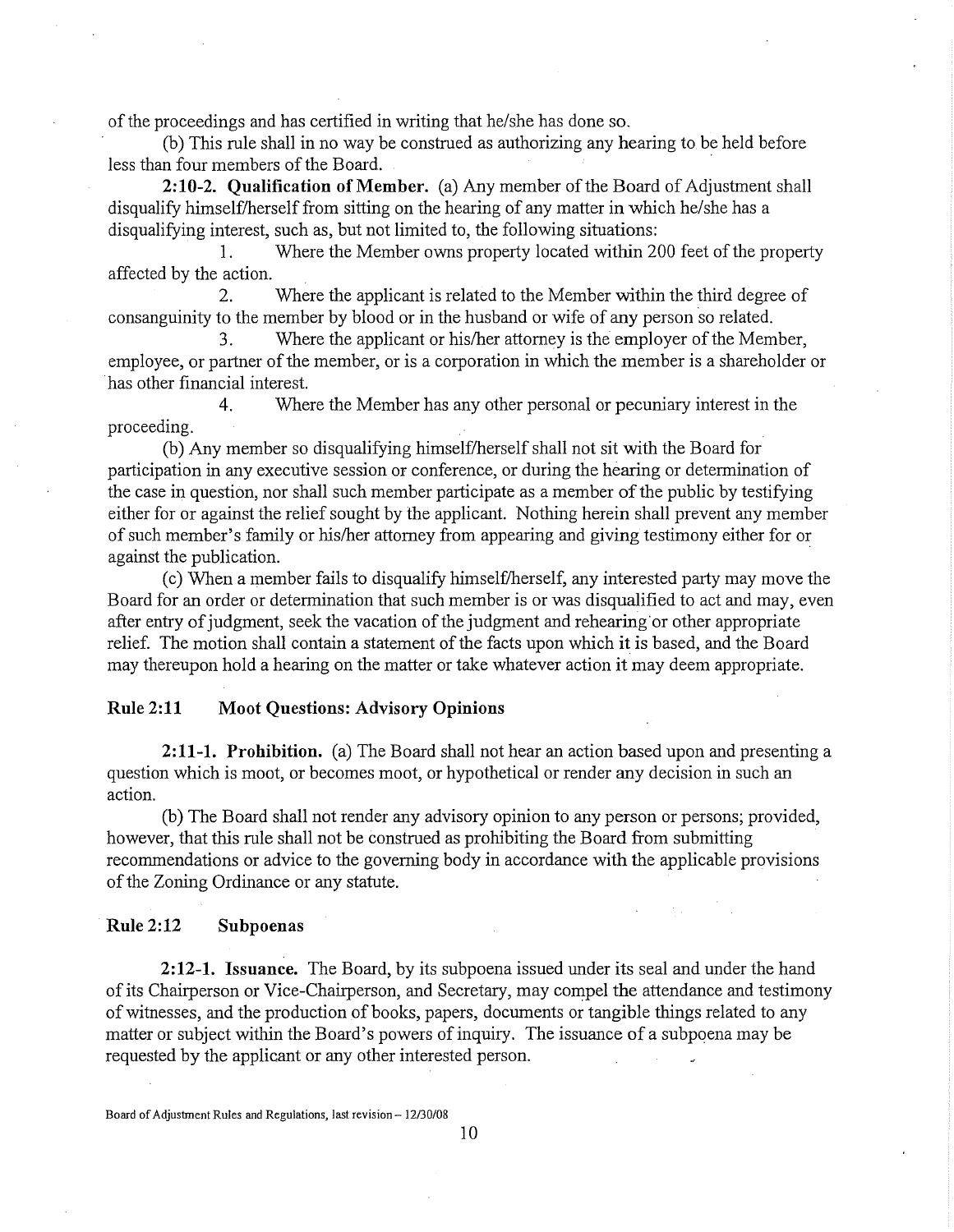of the proceedings and has certified in writing that he/she has done so.

(b) This rule shall in no way be construed as authorizing any hearing to be held before less than four members of the Board.

**2:10-2. Qualification of Member.** (a) Any member of the Board of Adjustment shall disqualify himself/herself from sitting on the hearing of any matter in which he/she has a disqualifying interest, such as, but not limited to, the following situations:

1. Where the Member owns property located within 200 feet of the property affected by the action.
2. Where the applicant is related to the Member within the third degree of consanguinity to the member by blood or in the husband or wife of any person so related.
3. Where the applicant or his/her attorney is the employer of the Member, employee, or partner of the member, or is a corporation in which the member is a shareholder or has other financial interest.
4. Where the Member has any other personal or pecuniary interest in the proceeding.

(b) Any member so disqualifying himself/herself shall not sit with the Board for participation in any executive session or conference, or during the hearing or determination of the case in question, nor shall such member participate as a member of the public by testifying either for or against the relief sought by the applicant. Nothing herein shall prevent any member of such member's family or his/her attorney from appearing and giving testimony either for or against the publication.

(c) When a member fails to disqualify himself/herself, any interested party may move the Board for an order or determination that such member is or was disqualified to act and may, even after entry of judgment, seek the vacation of the judgment and rehearing or other appropriate relief. The motion shall contain a statement of the facts upon which it is based, and the Board may thereupon hold a hearing on the matter or take whatever action it may deem appropriate.

## Rule 2:11 Moot Questions: Advisory Opinions

**2:11-1. Prohibition.** (a) The Board shall not hear an action based upon and presenting a question which is moot, or becomes moot, or hypothetical or render any decision in such an action.

(b) The Board shall not render any advisory opinion to any person or persons; provided, however, that this rule shall not be construed as prohibiting the Board from submitting recommendations or advice to the governing body in accordance with the applicable provisions of the Zoning Ordinance or any statute.

## Rule 2:12 Subpoenas

**2:12-1. Issuance.** The Board, by its subpoena issued under its seal and under the hand of its Chairperson or Vice-Chairperson, and Secretary, may compel the attendance and testimony of witnesses, and the production of books, papers, documents or tangible things related to any matter or subject within the Board's powers of inquiry. The issuance of a subpoena may be requested by the applicant or any other interested person.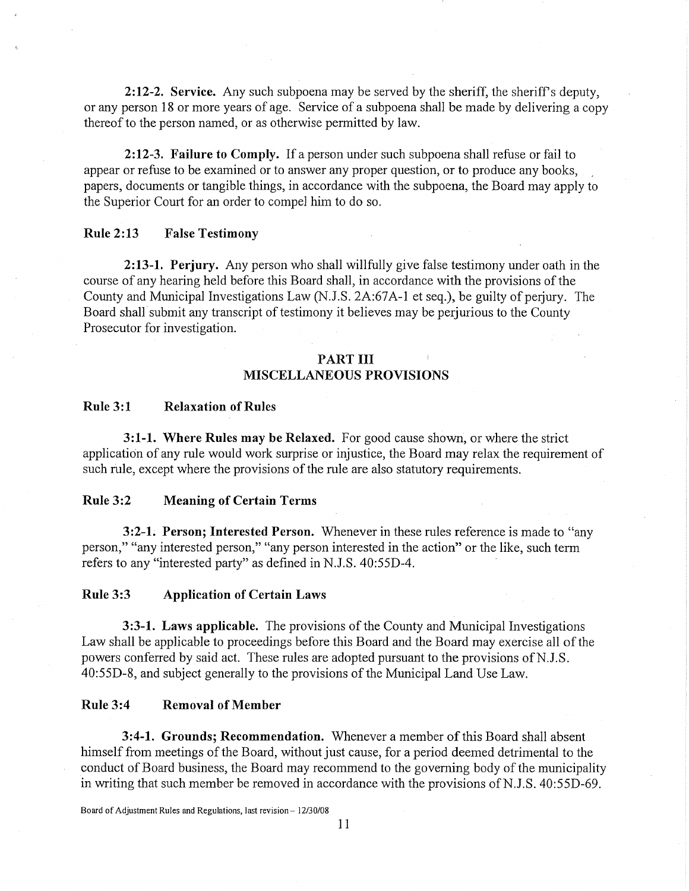**2:12-2. Service.** Any such subpoena may be served by the sheriff, the sheriff's deputy, or any person 18 or more years of age. Service of a subpoena shall be made by delivering a copy thereof to the person named, or as otherwise permitted by law.

**2:12-3. Failure to Comply.** If a person under such subpoena shall refuse or fail to appear or refuse to be examined or to answer any proper question, or to produce any books, papers, documents or tangible things, in accordance with the subpoena, the Board may apply to the Superior Court for an order to compel him to do so.

### Rule 2:13 False Testimony

**2:13-1. Perjury.** Any person who shall willfully give false testimony under oath in the course of any hearing held before this Board shall, in accordance with the provisions of the County and Municipal Investigations Law (N.J.S. 2A:67A-1 et seq.), be guilty of perjury. The Board shall submit any transcript of testimony it believes may be perjurious to the County Prosecutor for investigation.

## PART III
## MISCELLANEOUS PROVISIONS

### Rule 3:1 Relaxation of Rules

**3:1-1. Where Rules may be Relaxed.** For good cause shown, or where the strict application of any rule would work surprise or injustice, the Board may relax the requirement of such rule, except where the provisions of the rule are also statutory requirements.

### Rule 3:2 Meaning of Certain Terms

**3:2-1. Person; Interested Person.** Whenever in these rules reference is made to "any person," "any interested person," "any person interested in the action" or the like, such term refers to any "interested party" as defined in N.J.S. 40:55D-4.

### Rule 3:3 Application of Certain Laws

**3:3-1. Laws applicable.** The provisions of the County and Municipal Investigations Law shall be applicable to proceedings before this Board and the Board may exercise all of the powers conferred by said act. These rules are adopted pursuant to the provisions of N.J.S. 40:55D-8, and subject generally to the provisions of the Municipal Land Use Law.

### Rule 3:4 Removal of Member

**3:4-1. Grounds; Recommendation.** Whenever a member of this Board shall absent himself from meetings of the Board, without just cause, for a period deemed detrimental to the conduct of Board business, the Board may recommend to the governing body of the municipality in writing that such member be removed in accordance with the provisions of N.J.S. 40:55D-69.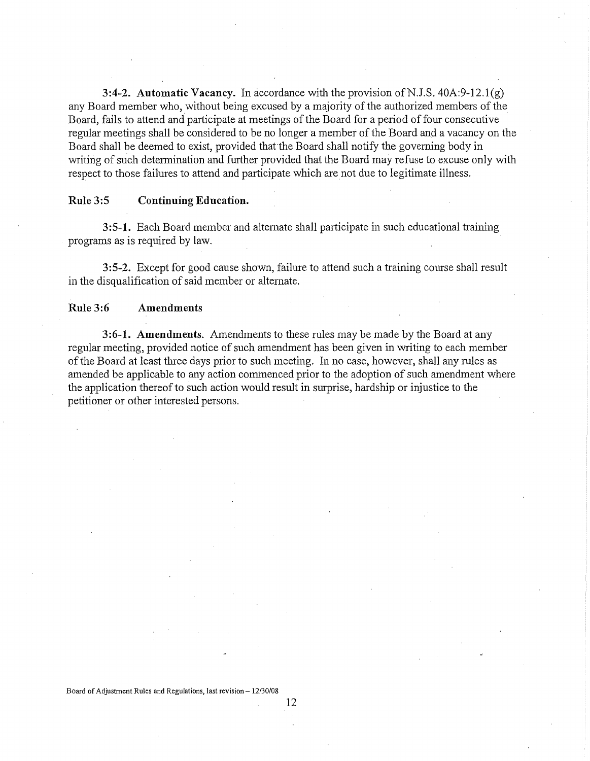**3:4-2. Automatic Vacancy.** In accordance with the provision of N.J.S. 40A:9-12.1(g) any Board member who, without being excused by a majority of the authorized members of the Board, fails to attend and participate at meetings of the Board for a period of four consecutive regular meetings shall be considered to be no longer a member of the Board and a vacancy on the Board shall be deemed to exist, provided that the Board shall notify the governing body in writing of such determination and further provided that the Board may refuse to excuse only with respect to those failures to attend and participate which are not due to legitimate illness.

### Rule 3:5 Continuing Education.

**3:5-1.** Each Board member and alternate shall participate in such educational training programs as is required by law.

**3:5-2.** Except for good cause shown, failure to attend such a training course shall result in the disqualification of said member or alternate.

### Rule 3:6 Amendments

**3:6-1. Amendments.** Amendments to these rules may be made by the Board at any regular meeting, provided notice of such amendment has been given in writing to each member of the Board at least three days prior to such meeting. In no case, however, shall any rules as amended be applicable to any action commenced prior to the adoption of such amendment where the application thereof to such action would result in surprise, hardship or injustice to the petitioner or other interested persons.